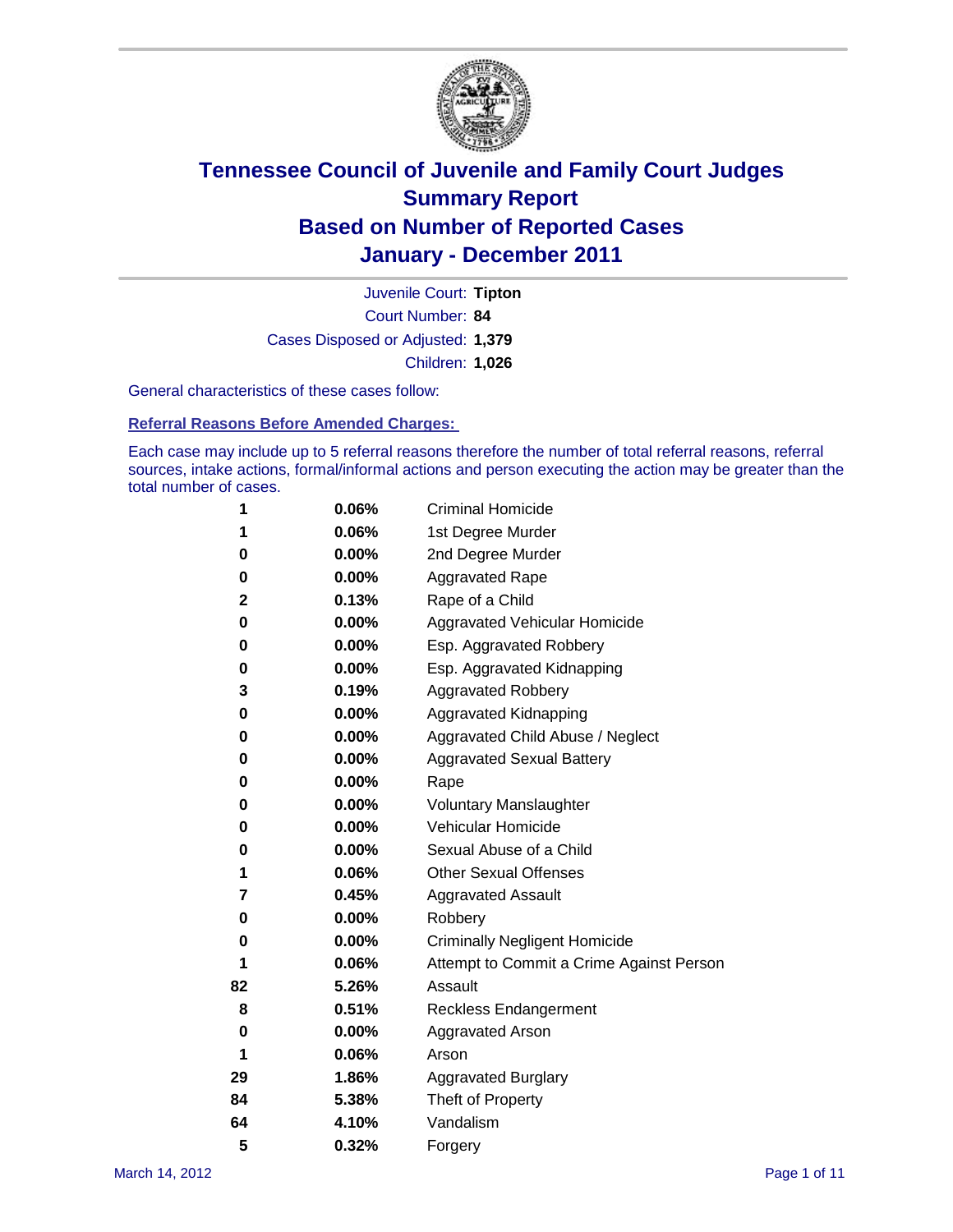# Tennessee Council of Juvenile and Family Court Judges
## Summary Report
## Based on Number of Reported Cases
## January - December 2011

Juvenile Court: **Tipton**
Court Number: **84**
Cases Disposed or Adjusted: **1,379**
Children: **1,026**

General characteristics of these cases follow:

### Referral Reasons Before Amended Charges:

Each case may include up to 5 referral reasons therefore the number of total referral reasons, referral sources, intake actions, formal/informal actions and person executing the action may be greater than the total number of cases.

| Count | Percent | Referral Reason |
|---|---|---|
| 1 | 0.06% | Criminal Homicide |
| 1 | 0.06% | 1st Degree Murder |
| 0 | 0.00% | 2nd Degree Murder |
| 0 | 0.00% | Aggravated Rape |
| 2 | 0.13% | Rape of a Child |
| 0 | 0.00% | Aggravated Vehicular Homicide |
| 0 | 0.00% | Esp. Aggravated Robbery |
| 0 | 0.00% | Esp. Aggravated Kidnapping |
| 3 | 0.19% | Aggravated Robbery |
| 0 | 0.00% | Aggravated Kidnapping |
| 0 | 0.00% | Aggravated Child Abuse / Neglect |
| 0 | 0.00% | Aggravated Sexual Battery |
| 0 | 0.00% | Rape |
| 0 | 0.00% | Voluntary Manslaughter |
| 0 | 0.00% | Vehicular Homicide |
| 0 | 0.00% | Sexual Abuse of a Child |
| 1 | 0.06% | Other Sexual Offenses |
| 7 | 0.45% | Aggravated Assault |
| 0 | 0.00% | Robbery |
| 0 | 0.00% | Criminally Negligent Homicide |
| 1 | 0.06% | Attempt to Commit a Crime Against Person |
| 82 | 5.26% | Assault |
| 8 | 0.51% | Reckless Endangerment |
| 0 | 0.00% | Aggravated Arson |
| 1 | 0.06% | Arson |
| 29 | 1.86% | Aggravated Burglary |
| 84 | 5.38% | Theft of Property |
| 64 | 4.10% | Vandalism |
| 5 | 0.32% | Forgery |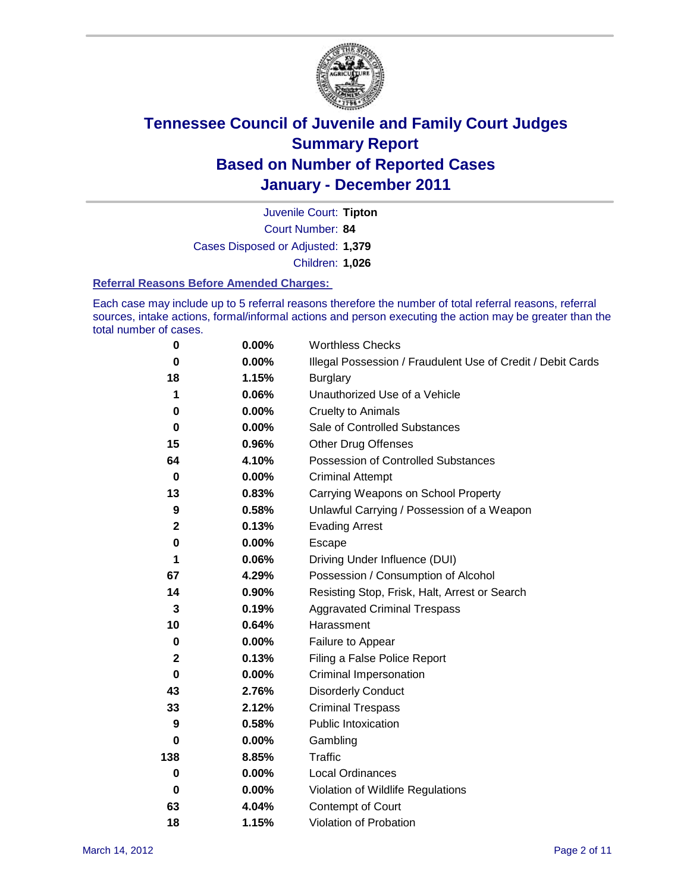# Tennessee Council of Juvenile and Family Court Judges
# Summary Report
# Based on Number of Reported Cases
# January - December 2011

Juvenile Court: **Tipton**
Court Number: **84**
Cases Disposed or Adjusted: **1,379**
Children: **1,026**

### Referral Reasons Before Amended Charges:

Each case may include up to 5 referral reasons therefore the number of total referral reasons, referral sources, intake actions, formal/informal actions and person executing the action may be greater than the total number of cases.

| | | |
|---|---|---|
| 0 | 0.00% | Worthless Checks |
| 0 | 0.00% | Illegal Possession / Fraudulent Use of Credit / Debit Cards |
| 18 | 1.15% | Burglary |
| 1 | 0.06% | Unauthorized Use of a Vehicle |
| 0 | 0.00% | Cruelty to Animals |
| 0 | 0.00% | Sale of Controlled Substances |
| 15 | 0.96% | Other Drug Offenses |
| 64 | 4.10% | Possession of Controlled Substances |
| 0 | 0.00% | Criminal Attempt |
| 13 | 0.83% | Carrying Weapons on School Property |
| 9 | 0.58% | Unlawful Carrying / Possession of a Weapon |
| 2 | 0.13% | Evading Arrest |
| 0 | 0.00% | Escape |
| 1 | 0.06% | Driving Under Influence (DUI) |
| 67 | 4.29% | Possession / Consumption of Alcohol |
| 14 | 0.90% | Resisting Stop, Frisk, Halt, Arrest or Search |
| 3 | 0.19% | Aggravated Criminal Trespass |
| 10 | 0.64% | Harassment |
| 0 | 0.00% | Failure to Appear |
| 2 | 0.13% | Filing a False Police Report |
| 0 | 0.00% | Criminal Impersonation |
| 43 | 2.76% | Disorderly Conduct |
| 33 | 2.12% | Criminal Trespass |
| 9 | 0.58% | Public Intoxication |
| 0 | 0.00% | Gambling |
| 138 | 8.85% | Traffic |
| 0 | 0.00% | Local Ordinances |
| 0 | 0.00% | Violation of Wildlife Regulations |
| 63 | 4.04% | Contempt of Court |
| 18 | 1.15% | Violation of Probation |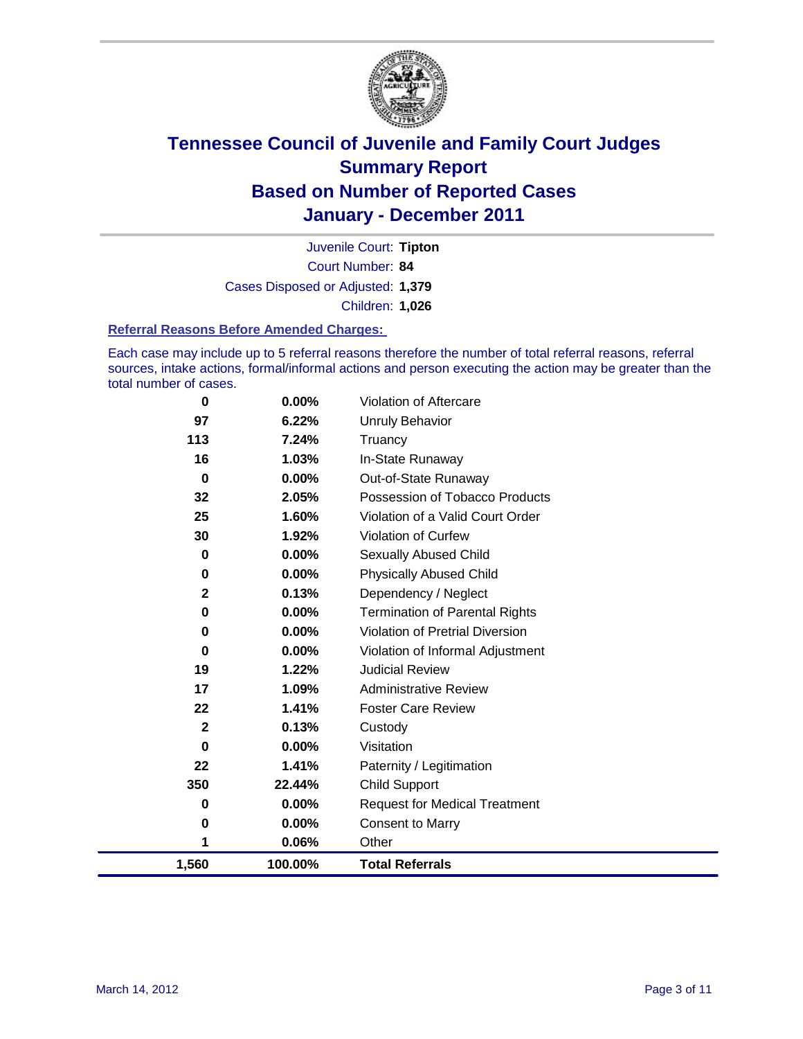# Tennessee Council of Juvenile and Family Court Judges
## Summary Report
## Based on Number of Reported Cases
## January - December 2011

Juvenile Court: **Tipton**
Court Number: **84**
Cases Disposed or Adjusted: **1,379**
Children: **1,026**

### Referral Reasons Before Amended Charges:

Each case may include up to 5 referral reasons therefore the number of total referral reasons, referral sources, intake actions, formal/informal actions and person executing the action may be greater than the total number of cases.

| | | |
|---|---|---|
| 0 | 0.00% | Violation of Aftercare |
| 97 | 6.22% | Unruly Behavior |
| 113 | 7.24% | Truancy |
| 16 | 1.03% | In-State Runaway |
| 0 | 0.00% | Out-of-State Runaway |
| 32 | 2.05% | Possession of Tobacco Products |
| 25 | 1.60% | Violation of a Valid Court Order |
| 30 | 1.92% | Violation of Curfew |
| 0 | 0.00% | Sexually Abused Child |
| 0 | 0.00% | Physically Abused Child |
| 2 | 0.13% | Dependency / Neglect |
| 0 | 0.00% | Termination of Parental Rights |
| 0 | 0.00% | Violation of Pretrial Diversion |
| 0 | 0.00% | Violation of Informal Adjustment |
| 19 | 1.22% | Judicial Review |
| 17 | 1.09% | Administrative Review |
| 22 | 1.41% | Foster Care Review |
| 2 | 0.13% | Custody |
| 0 | 0.00% | Visitation |
| 22 | 1.41% | Paternity / Legitimation |
| 350 | 22.44% | Child Support |
| 0 | 0.00% | Request for Medical Treatment |
| 0 | 0.00% | Consent to Marry |
| 1 | 0.06% | Other |
| **1,560** | **100.00%** | **Total Referrals** |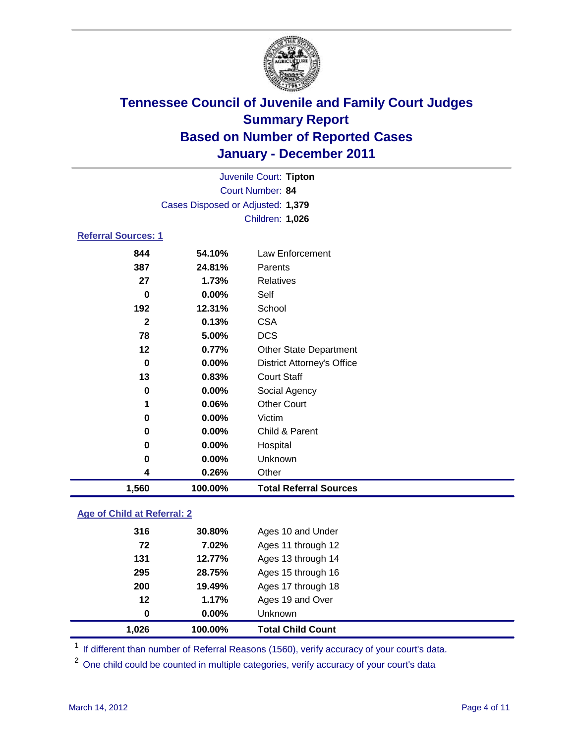# Tennessee Council of Juvenile and Family Court Judges
## Summary Report
## Based on Number of Reported Cases
## January - December 2011

Juvenile Court: **Tipton**
Court Number: **84**
Cases Disposed or Adjusted: **1,379**
Children: **1,026**

### Referral Sources: 1

| | | |
|---|---|---|
| 844 | 54.10% | Law Enforcement |
| 387 | 24.81% | Parents |
| 27 | 1.73% | Relatives |
| 0 | 0.00% | Self |
| 192 | 12.31% | School |
| 2 | 0.13% | CSA |
| 78 | 5.00% | DCS |
| 12 | 0.77% | Other State Department |
| 0 | 0.00% | District Attorney's Office |
| 13 | 0.83% | Court Staff |
| 0 | 0.00% | Social Agency |
| 1 | 0.06% | Other Court |
| 0 | 0.00% | Victim |
| 0 | 0.00% | Child & Parent |
| 0 | 0.00% | Hospital |
| 0 | 0.00% | Unknown |
| 4 | 0.26% | Other |
| **1,560** | **100.00%** | **Total Referral Sources** |

### Age of Child at Referral: 2

| | | |
|---|---|---|
| 316 | 30.80% | Ages 10 and Under |
| 72 | 7.02% | Ages 11 through 12 |
| 131 | 12.77% | Ages 13 through 14 |
| 295 | 28.75% | Ages 15 through 16 |
| 200 | 19.49% | Ages 17 through 18 |
| 12 | 1.17% | Ages 19 and Over |
| 0 | 0.00% | Unknown |
| **1,026** | **100.00%** | **Total Child Count** |

[1] If different than number of Referral Reasons (1560), verify accuracy of your court's data.

[2] One child could be counted in multiple categories, verify accuracy of your court's data

March 14, 2012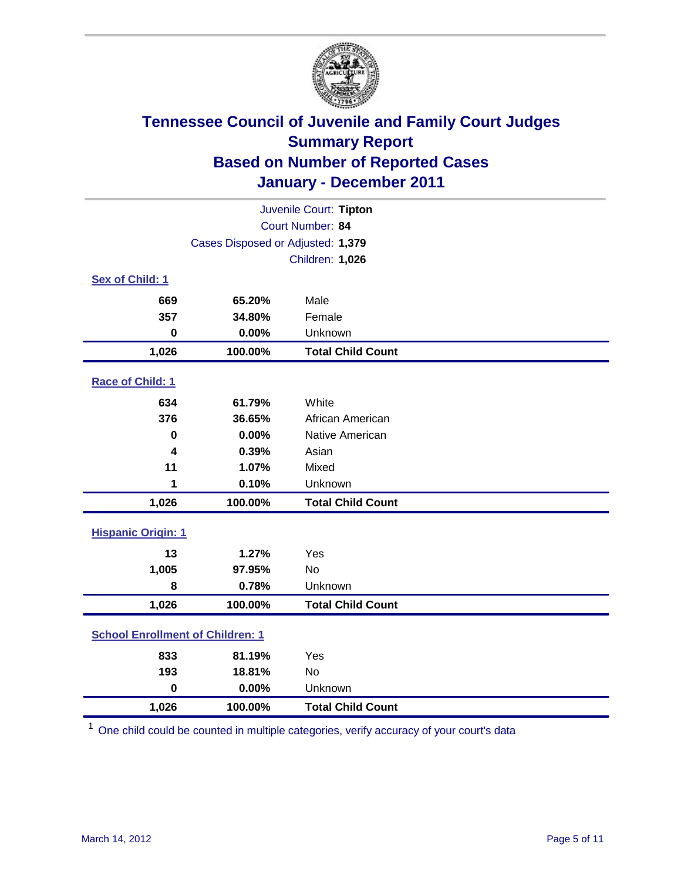# Tennessee Council of Juvenile and Family Court Judges
## Summary Report
## Based on Number of Reported Cases
## January - December 2011

Juvenile Court: **Tipton**

Court Number: **84**

Cases Disposed or Adjusted: **1,379**

Children: **1,026**

### Sex of Child: 1

| | | |
|---|---|---|
| 669 | 65.20% | Male |
| 357 | 34.80% | Female |
| 0 | 0.00% | Unknown |
| **1,026** | **100.00%** | **Total Child Count** |

### Race of Child: 1

| | | |
|---|---|---|
| 634 | 61.79% | White |
| 376 | 36.65% | African American |
| 0 | 0.00% | Native American |
| 4 | 0.39% | Asian |
| 11 | 1.07% | Mixed |
| 1 | 0.10% | Unknown |
| **1,026** | **100.00%** | **Total Child Count** |

### Hispanic Origin: 1

| | | |
|---|---|---|
| 13 | 1.27% | Yes |
| 1,005 | 97.95% | No |
| 8 | 0.78% | Unknown |
| **1,026** | **100.00%** | **Total Child Count** |

### School Enrollment of Children: 1

| | | |
|---|---|---|
| 833 | 81.19% | Yes |
| 193 | 18.81% | No |
| 0 | 0.00% | Unknown |
| **1,026** | **100.00%** | **Total Child Count** |

[1] One child could be counted in multiple categories, verify accuracy of your court's data

March 14, 2012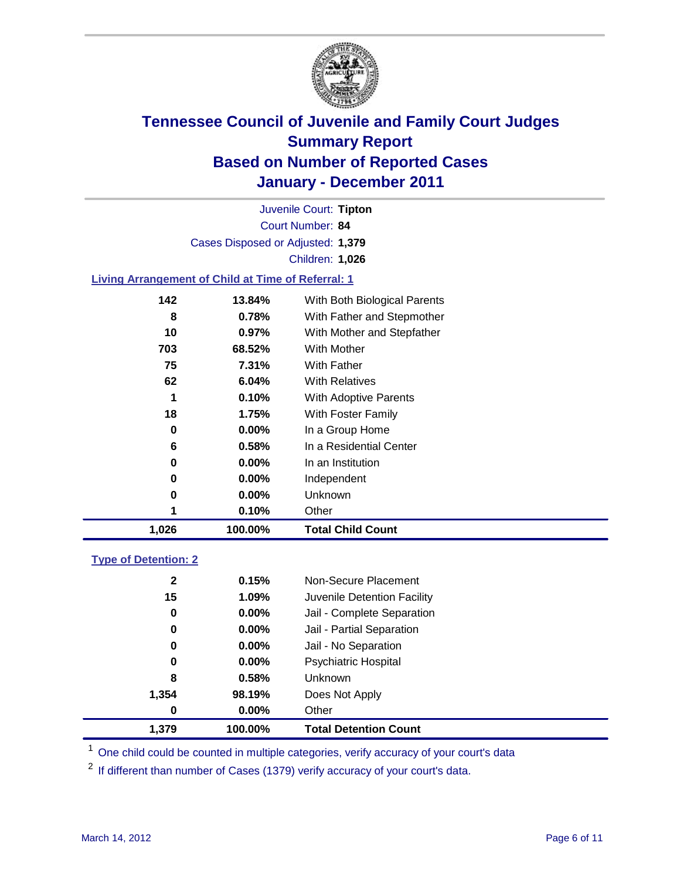# Tennessee Council of Juvenile and Family Court Judges
## Summary Report
## Based on Number of Reported Cases
## January - December 2011

Juvenile Court: **Tipton**
Court Number: **84**
Cases Disposed or Adjusted: **1,379**
Children: **1,026**

### Living Arrangement of Child at Time of Referral: 1

| Count | Percent | Category |
|---|---|---|
| 142 | 13.84% | With Both Biological Parents |
| 8 | 0.78% | With Father and Stepmother |
| 10 | 0.97% | With Mother and Stepfather |
| 703 | 68.52% | With Mother |
| 75 | 7.31% | With Father |
| 62 | 6.04% | With Relatives |
| 1 | 0.10% | With Adoptive Parents |
| 18 | 1.75% | With Foster Family |
| 0 | 0.00% | In a Group Home |
| 6 | 0.58% | In a Residential Center |
| 0 | 0.00% | In an Institution |
| 0 | 0.00% | Independent |
| 0 | 0.00% | Unknown |
| 1 | 0.10% | Other |
| **1,026** | **100.00%** | **Total Child Count** |

### Type of Detention: 2

| Count | Percent | Category |
|---|---|---|
| 2 | 0.15% | Non-Secure Placement |
| 15 | 1.09% | Juvenile Detention Facility |
| 0 | 0.00% | Jail - Complete Separation |
| 0 | 0.00% | Jail - Partial Separation |
| 0 | 0.00% | Jail - No Separation |
| 0 | 0.00% | Psychiatric Hospital |
| 8 | 0.58% | Unknown |
| 1,354 | 98.19% | Does Not Apply |
| 0 | 0.00% | Other |
| **1,379** | **100.00%** | **Total Detention Count** |

[1] One child could be counted in multiple categories, verify accuracy of your court's data

[2] If different than number of Cases (1379) verify accuracy of your court's data.

March 14, 2012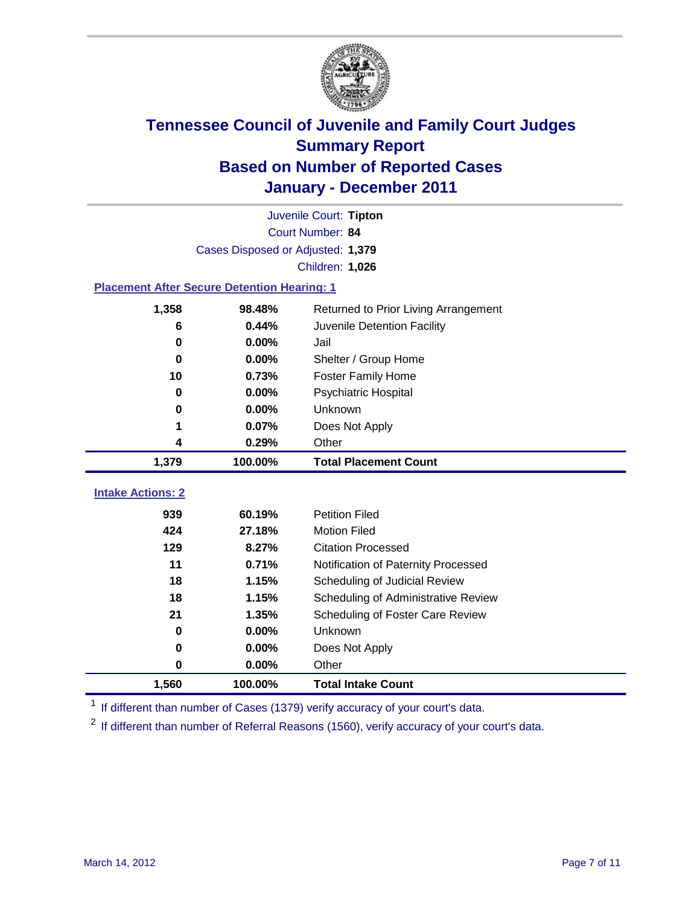# Tennessee Council of Juvenile and Family Court Judges
## Summary Report
## Based on Number of Reported Cases
## January - December 2011

Juvenile Court: **Tipton**
Court Number: **84**
Cases Disposed or Adjusted: **1,379**
Children: **1,026**

### Placement After Secure Detention Hearing: 1

| Count | Percent | Placement |
|---|---|---|
| 1,358 | 98.48% | Returned to Prior Living Arrangement |
| 6 | 0.44% | Juvenile Detention Facility |
| 0 | 0.00% | Jail |
| 0 | 0.00% | Shelter / Group Home |
| 10 | 0.73% | Foster Family Home |
| 0 | 0.00% | Psychiatric Hospital |
| 0 | 0.00% | Unknown |
| 1 | 0.07% | Does Not Apply |
| 4 | 0.29% | Other |
| **1,379** | **100.00%** | **Total Placement Count** |

### Intake Actions: 2

| Count | Percent | Intake Action |
|---|---|---|
| 939 | 60.19% | Petition Filed |
| 424 | 27.18% | Motion Filed |
| 129 | 8.27% | Citation Processed |
| 11 | 0.71% | Notification of Paternity Processed |
| 18 | 1.15% | Scheduling of Judicial Review |
| 18 | 1.15% | Scheduling of Administrative Review |
| 21 | 1.35% | Scheduling of Foster Care Review |
| 0 | 0.00% | Unknown |
| 0 | 0.00% | Does Not Apply |
| 0 | 0.00% | Other |
| **1,560** | **100.00%** | **Total Intake Count** |

[1] If different than number of Cases (1379) verify accuracy of your court's data.

[2] If different than number of Referral Reasons (1560), verify accuracy of your court's data.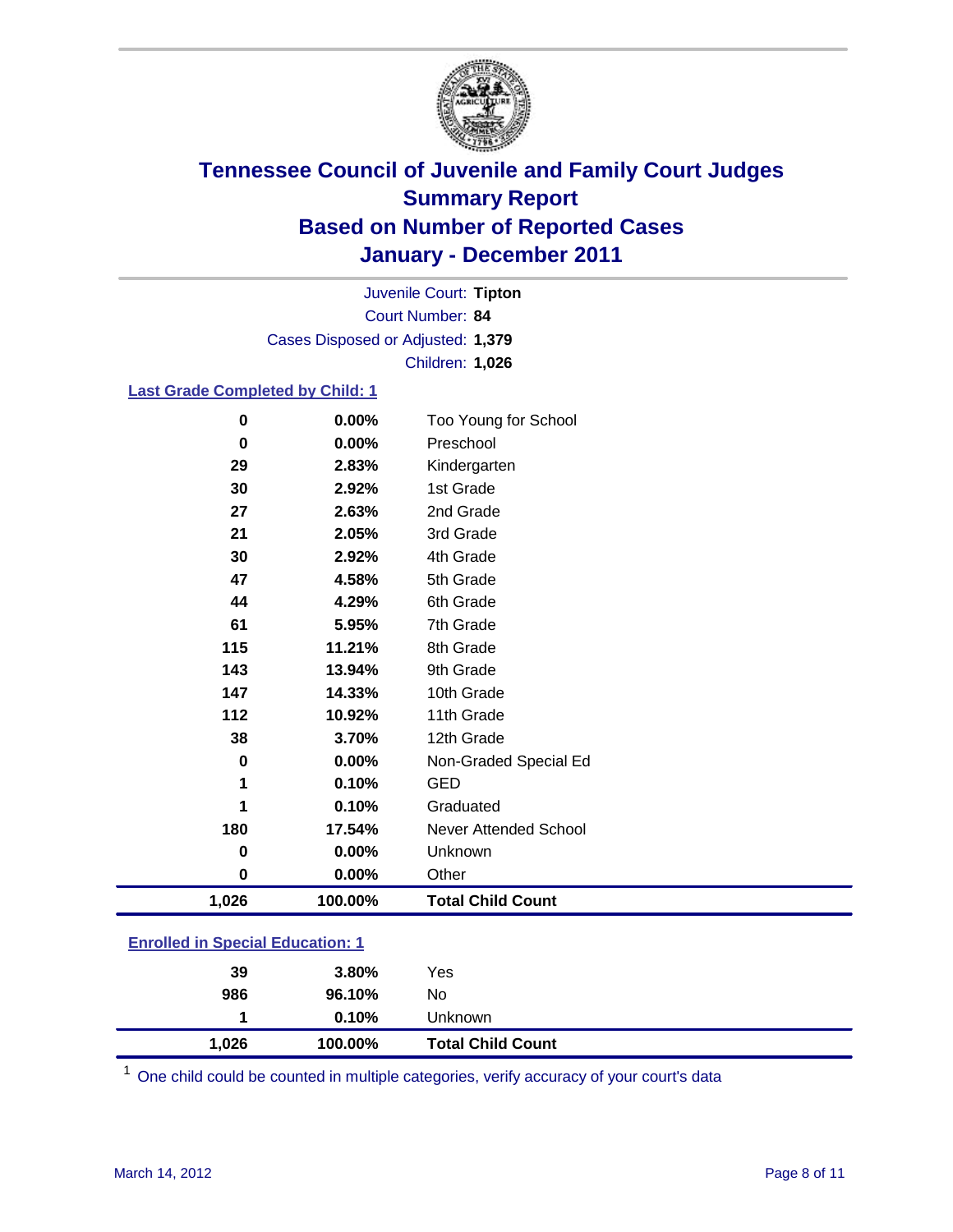# Tennessee Council of Juvenile and Family Court Judges
## Summary Report
## Based on Number of Reported Cases
## January - December 2011

Juvenile Court: **Tipton**
Court Number: **84**
Cases Disposed or Adjusted: **1,379**
Children: **1,026**

### Last Grade Completed by Child: 1

| | | |
|---|---|---|
| 0 | 0.00% | Too Young for School |
| 0 | 0.00% | Preschool |
| 29 | 2.83% | Kindergarten |
| 30 | 2.92% | 1st Grade |
| 27 | 2.63% | 2nd Grade |
| 21 | 2.05% | 3rd Grade |
| 30 | 2.92% | 4th Grade |
| 47 | 4.58% | 5th Grade |
| 44 | 4.29% | 6th Grade |
| 61 | 5.95% | 7th Grade |
| 115 | 11.21% | 8th Grade |
| 143 | 13.94% | 9th Grade |
| 147 | 14.33% | 10th Grade |
| 112 | 10.92% | 11th Grade |
| 38 | 3.70% | 12th Grade |
| 0 | 0.00% | Non-Graded Special Ed |
| 1 | 0.10% | GED |
| 1 | 0.10% | Graduated |
| 180 | 17.54% | Never Attended School |
| 0 | 0.00% | Unknown |
| 0 | 0.00% | Other |
| **1,026** | **100.00%** | **Total Child Count** |

### Enrolled in Special Education: 1

| | | |
|---|---|---|
| 39 | 3.80% | Yes |
| 986 | 96.10% | No |
| 1 | 0.10% | Unknown |
| **1,026** | **100.00%** | **Total Child Count** |

[1] One child could be counted in multiple categories, verify accuracy of your court's data

March 14, 2012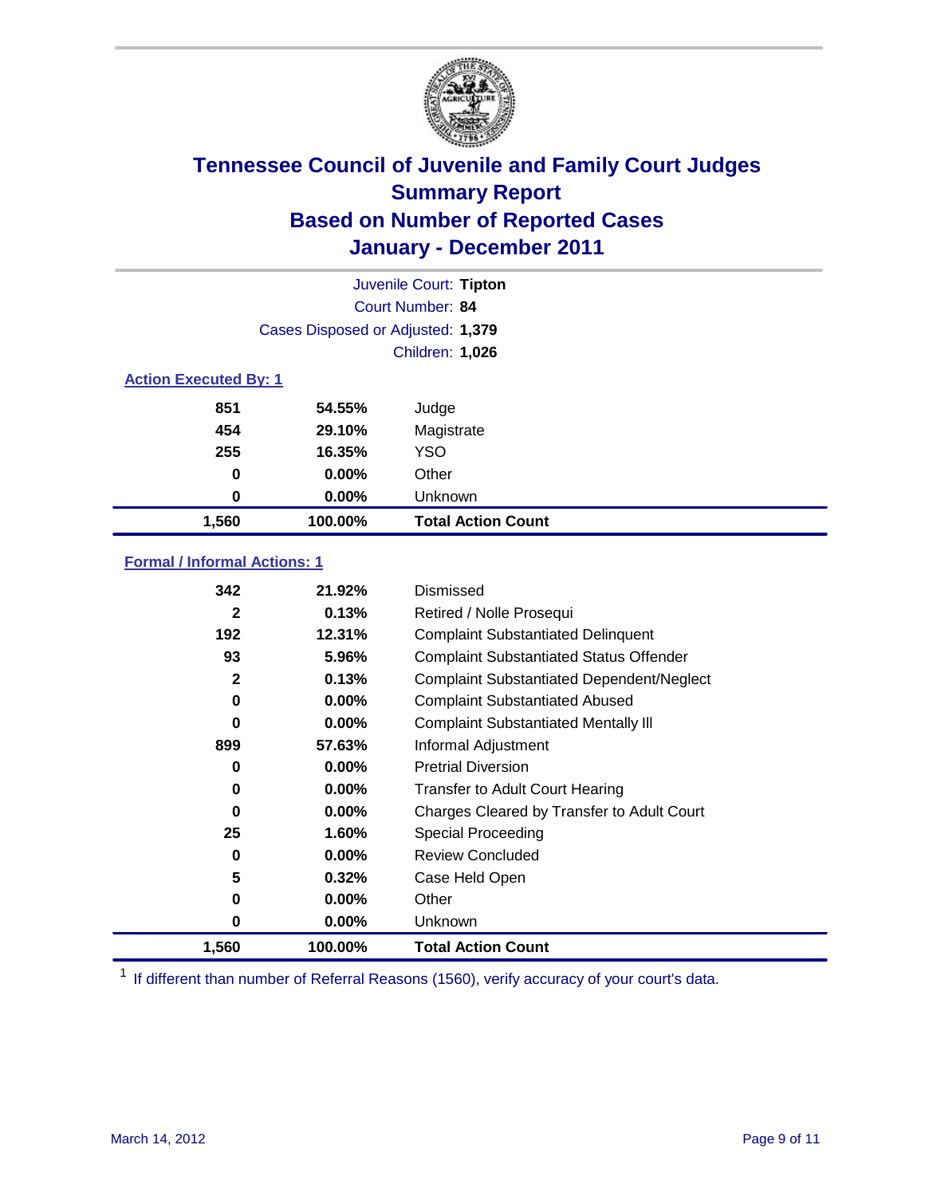# Tennessee Council of Juvenile and Family Court Judges
## Summary Report
## Based on Number of Reported Cases
## January - December 2011

Juvenile Court: **Tipton**
Court Number: **84**
Cases Disposed or Adjusted: **1,379**
Children: **1,026**

### Action Executed By: 1

| Count | Percent | Action |
|---|---|---|
| 851 | 54.55% | Judge |
| 454 | 29.10% | Magistrate |
| 255 | 16.35% | YSO |
| 0 | 0.00% | Other |
| 0 | 0.00% | Unknown |
| **1,560** | **100.00%** | **Total Action Count** |

### Formal / Informal Actions: 1

| Count | Percent | Action |
|---|---|---|
| 342 | 21.92% | Dismissed |
| 2 | 0.13% | Retired / Nolle Prosequi |
| 192 | 12.31% | Complaint Substantiated Delinquent |
| 93 | 5.96% | Complaint Substantiated Status Offender |
| 2 | 0.13% | Complaint Substantiated Dependent/Neglect |
| 0 | 0.00% | Complaint Substantiated Abused |
| 0 | 0.00% | Complaint Substantiated Mentally Ill |
| 899 | 57.63% | Informal Adjustment |
| 0 | 0.00% | Pretrial Diversion |
| 0 | 0.00% | Transfer to Adult Court Hearing |
| 0 | 0.00% | Charges Cleared by Transfer to Adult Court |
| 25 | 1.60% | Special Proceeding |
| 0 | 0.00% | Review Concluded |
| 5 | 0.32% | Case Held Open |
| 0 | 0.00% | Other |
| 0 | 0.00% | Unknown |
| **1,560** | **100.00%** | **Total Action Count** |

[1] If different than number of Referral Reasons (1560), verify accuracy of your court's data.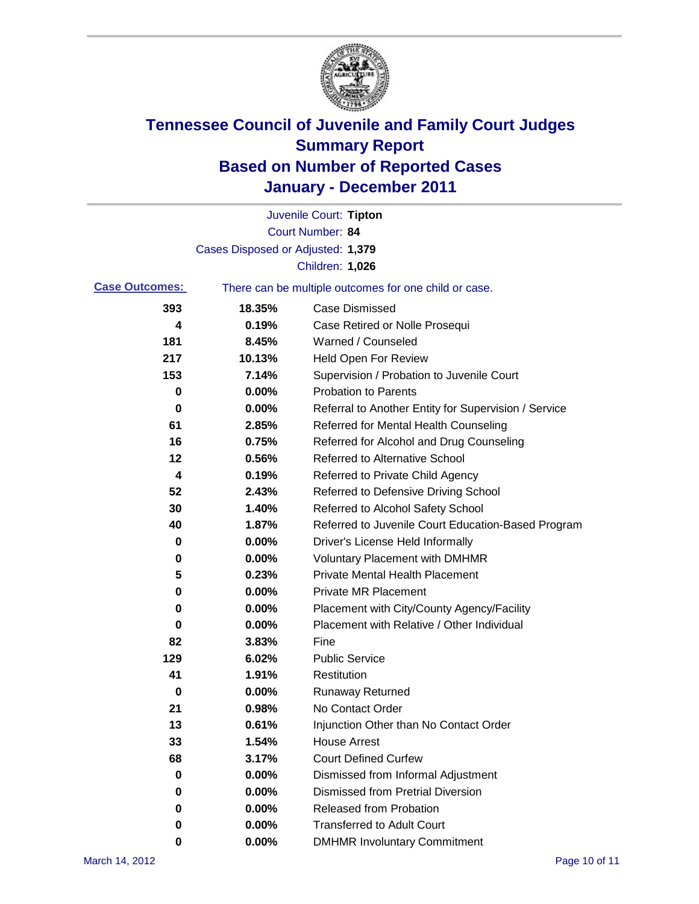# Tennessee Council of Juvenile and Family Court Judges
## Summary Report
## Based on Number of Reported Cases
## January - December 2011

Juvenile Court: **Tipton**
Court Number: **84**
Cases Disposed or Adjusted: **1,379**
Children: **1,026**

**Case Outcomes:** There can be multiple outcomes for one child or case.

| Count | Percent | Outcome |
|---|---|---|
| 393 | 18.35% | Case Dismissed |
| 4 | 0.19% | Case Retired or Nolle Prosequi |
| 181 | 8.45% | Warned / Counseled |
| 217 | 10.13% | Held Open For Review |
| 153 | 7.14% | Supervision / Probation to Juvenile Court |
| 0 | 0.00% | Probation to Parents |
| 0 | 0.00% | Referral to Another Entity for Supervision / Service |
| 61 | 2.85% | Referred for Mental Health Counseling |
| 16 | 0.75% | Referred for Alcohol and Drug Counseling |
| 12 | 0.56% | Referred to Alternative School |
| 4 | 0.19% | Referred to Private Child Agency |
| 52 | 2.43% | Referred to Defensive Driving School |
| 30 | 1.40% | Referred to Alcohol Safety School |
| 40 | 1.87% | Referred to Juvenile Court Education-Based Program |
| 0 | 0.00% | Driver's License Held Informally |
| 0 | 0.00% | Voluntary Placement with DMHMR |
| 5 | 0.23% | Private Mental Health Placement |
| 0 | 0.00% | Private MR Placement |
| 0 | 0.00% | Placement with City/County Agency/Facility |
| 0 | 0.00% | Placement with Relative / Other Individual |
| 82 | 3.83% | Fine |
| 129 | 6.02% | Public Service |
| 41 | 1.91% | Restitution |
| 0 | 0.00% | Runaway Returned |
| 21 | 0.98% | No Contact Order |
| 13 | 0.61% | Injunction Other than No Contact Order |
| 33 | 1.54% | House Arrest |
| 68 | 3.17% | Court Defined Curfew |
| 0 | 0.00% | Dismissed from Informal Adjustment |
| 0 | 0.00% | Dismissed from Pretrial Diversion |
| 0 | 0.00% | Released from Probation |
| 0 | 0.00% | Transferred to Adult Court |
| 0 | 0.00% | DMHMR Involuntary Commitment |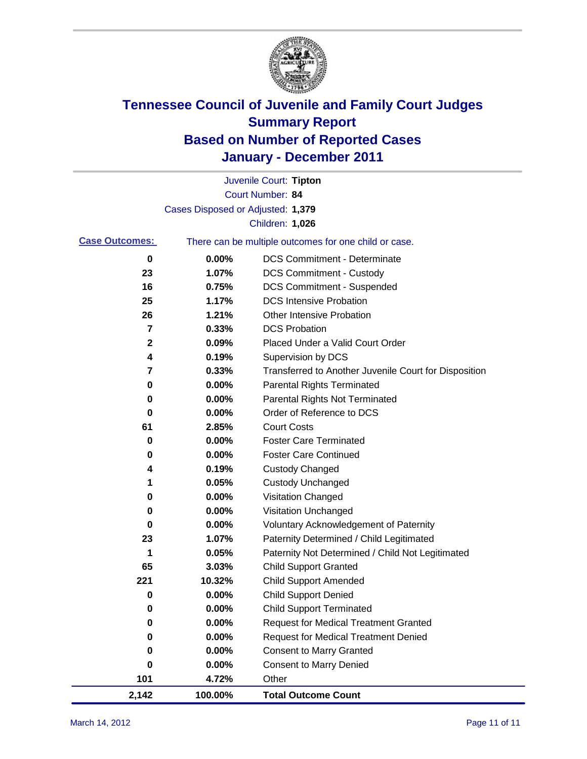# Tennessee Council of Juvenile and Family Court Judges
## Summary Report
## Based on Number of Reported Cases
## January - December 2011

Juvenile Court: **Tipton**
Court Number: **84**
Cases Disposed or Adjusted: **1,379**
Children: **1,026**

**Case Outcomes:** There can be multiple outcomes for one child or case.

| | | |
|---|---|---|
| 0 | 0.00% | DCS Commitment - Determinate |
| 23 | 1.07% | DCS Commitment - Custody |
| 16 | 0.75% | DCS Commitment - Suspended |
| 25 | 1.17% | DCS Intensive Probation |
| 26 | 1.21% | Other Intensive Probation |
| 7 | 0.33% | DCS Probation |
| 2 | 0.09% | Placed Under a Valid Court Order |
| 4 | 0.19% | Supervision by DCS |
| 7 | 0.33% | Transferred to Another Juvenile Court for Disposition |
| 0 | 0.00% | Parental Rights Terminated |
| 0 | 0.00% | Parental Rights Not Terminated |
| 0 | 0.00% | Order of Reference to DCS |
| 61 | 2.85% | Court Costs |
| 0 | 0.00% | Foster Care Terminated |
| 0 | 0.00% | Foster Care Continued |
| 4 | 0.19% | Custody Changed |
| 1 | 0.05% | Custody Unchanged |
| 0 | 0.00% | Visitation Changed |
| 0 | 0.00% | Visitation Unchanged |
| 0 | 0.00% | Voluntary Acknowledgement of Paternity |
| 23 | 1.07% | Paternity Determined / Child Legitimated |
| 1 | 0.05% | Paternity Not Determined / Child Not Legitimated |
| 65 | 3.03% | Child Support Granted |
| 221 | 10.32% | Child Support Amended |
| 0 | 0.00% | Child Support Denied |
| 0 | 0.00% | Child Support Terminated |
| 0 | 0.00% | Request for Medical Treatment Granted |
| 0 | 0.00% | Request for Medical Treatment Denied |
| 0 | 0.00% | Consent to Marry Granted |
| 0 | 0.00% | Consent to Marry Denied |
| 101 | 4.72% | Other |
| **2,142** | **100.00%** | **Total Outcome Count** |

March 14, 2012